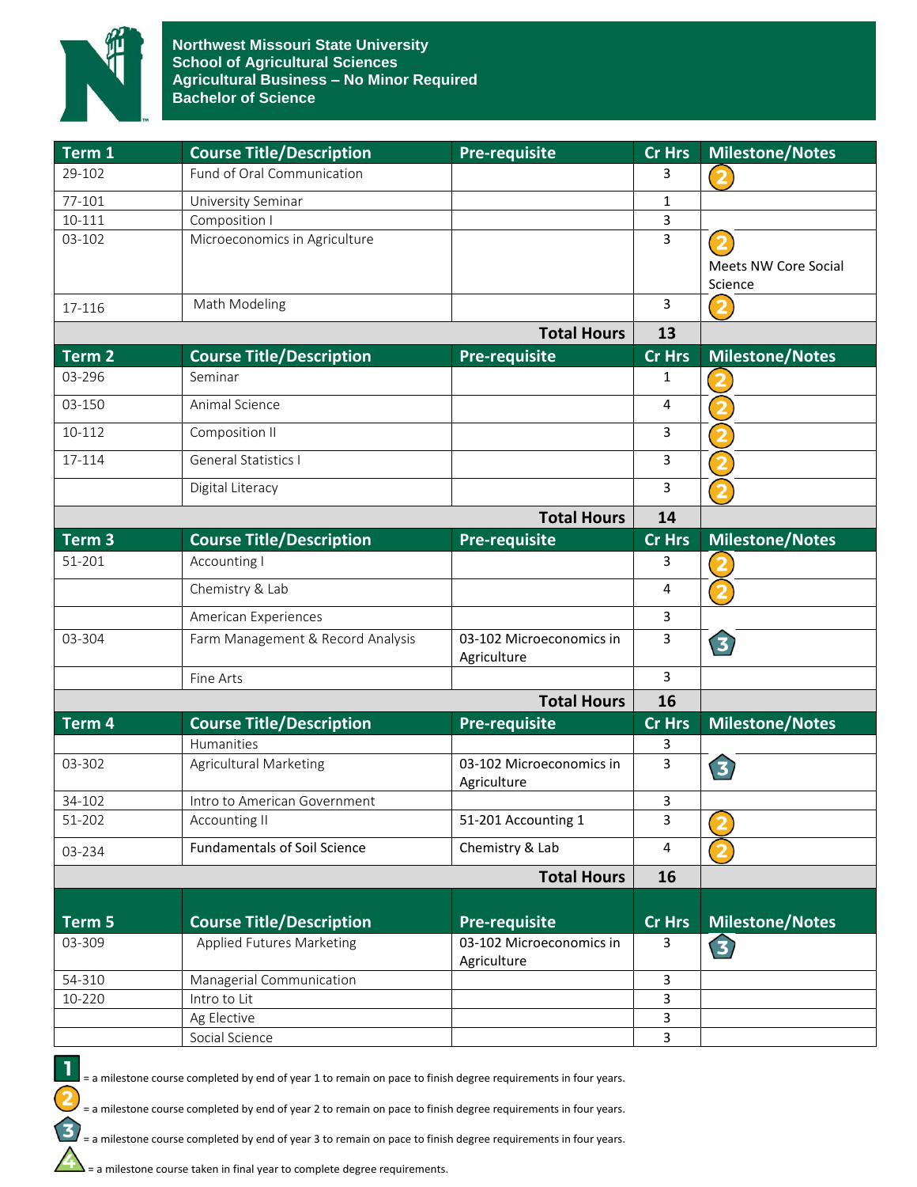# Northwest Missouri State University
## School of Agricultural Sciences
## Agricultural Business – No Minor Required
## Bachelor of Science

| Term 1 | Course Title/Description | Pre-requisite | Cr Hrs | Milestone/Notes |
|---|---|---|---|---|
| 29-102 | Fund of Oral Communication | | 3 | 2 |
| 77-101 | University Seminar | | 1 | |
| 10-111 | Composition I | | 3 | |
| 03-102 | Microeconomics in Agriculture | | 3 | 2 Meets NW Core Social Science |
| 17-116 | Math Modeling | | 3 | 2 |
| | | **Total Hours** | **13** | |

| Term 2 | Course Title/Description | Pre-requisite | Cr Hrs | Milestone/Notes |
|---|---|---|---|---|
| 03-296 | Seminar | | 1 | 2 |
| 03-150 | Animal Science | | 4 | 2 |
| 10-112 | Composition II | | 3 | 2 |
| 17-114 | General Statistics I | | 3 | 2 |
| | Digital Literacy | | 3 | 2 |
| | | **Total Hours** | **14** | |

| Term 3 | Course Title/Description | Pre-requisite | Cr Hrs | Milestone/Notes |
|---|---|---|---|---|
| 51-201 | Accounting I | | 3 | 2 |
| | Chemistry & Lab | | 4 | 2 |
| | American Experiences | | 3 | |
| 03-304 | Farm Management & Record Analysis | 03-102 Microeconomics in Agriculture | 3 | 3 |
| | Fine Arts | | 3 | |
| | | **Total Hours** | **16** | |

| Term 4 | Course Title/Description | Pre-requisite | Cr Hrs | Milestone/Notes |
|---|---|---|---|---|
| | Humanities | | 3 | |
| 03-302 | Agricultural Marketing | 03-102 Microeconomics in Agriculture | 3 | 3 |
| 34-102 | Intro to American Government | | 3 | |
| 51-202 | Accounting II | 51-201 Accounting 1 | 3 | 2 |
| 03-234 | Fundamentals of Soil Science | Chemistry & Lab | 4 | 2 |
| | | **Total Hours** | **16** | |

| Term 5 | Course Title/Description | Pre-requisite | Cr Hrs | Milestone/Notes |
|---|---|---|---|---|
| 03-309 | Applied Futures Marketing | 03-102 Microeconomics in Agriculture | 3 | 3 |
| 54-310 | Managerial Communication | | 3 | |
| 10-220 | Intro to Lit | | 3 | |
| | Ag Elective | | 3 | |
| | Social Science | | 3 | |

1 = a milestone course completed by end of year 1 to remain on pace to finish degree requirements in four years.

2 = a milestone course completed by end of year 2 to remain on pace to finish degree requirements in four years.

3 = a milestone course completed by end of year 3 to remain on pace to finish degree requirements in four years.

4 = a milestone course taken in final year to complete degree requirements.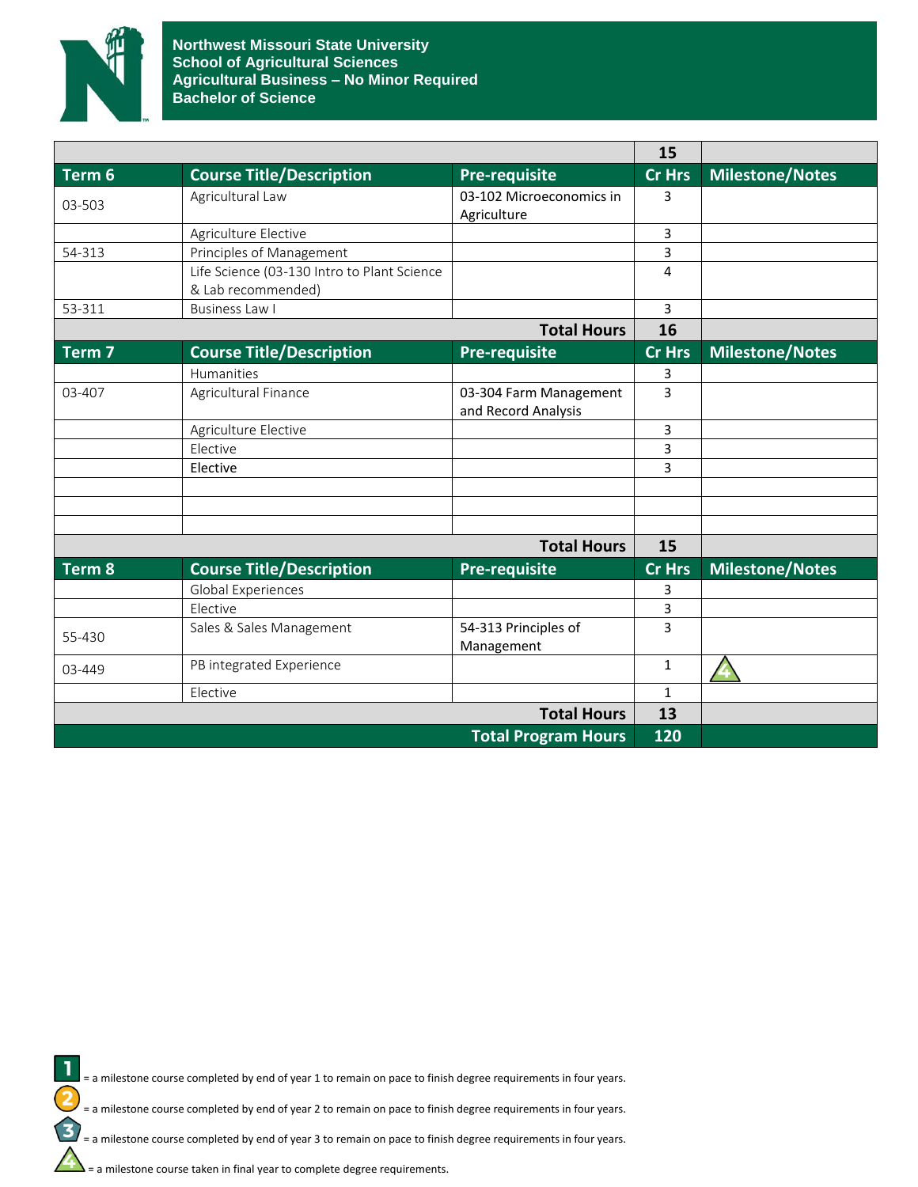**Northwest Missouri State University**
**School of Agricultural Sciences**
**Agricultural Business – No Minor Required**
**Bachelor of Science**

| | | | 15 | |
|---|---|---|---|---|
| **Term 6** | **Course Title/Description** | **Pre-requisite** | **Cr Hrs** | **Milestone/Notes** |
| 03-503 | Agricultural Law | 03-102 Microeconomics in Agriculture | 3 | |
| | Agriculture Elective | | 3 | |
| 54-313 | Principles of Management | | 3 | |
| | Life Science (03-130 Intro to Plant Science & Lab recommended) | | 4 | |
| 53-311 | Business Law I | | 3 | |
| | | **Total Hours** | **16** | |
| **Term 7** | **Course Title/Description** | **Pre-requisite** | **Cr Hrs** | **Milestone/Notes** |
| | Humanities | | 3 | |
| 03-407 | Agricultural Finance | 03-304 Farm Management and Record Analysis | 3 | |
| | Agriculture Elective | | 3 | |
| | Elective | | 3 | |
| | Elective | | 3 | |
| | | | | |
| | | | | |
| | | | | |
| | | **Total Hours** | **15** | |
| **Term 8** | **Course Title/Description** | **Pre-requisite** | **Cr Hrs** | **Milestone/Notes** |
| | Global Experiences | | 3 | |
| | Elective | | 3 | |
| 55-430 | Sales & Sales Management | 54-313 Principles of Management | 3 | |
| 03-449 | PB integrated Experience | | 1 | 4 |
| | Elective | | 1 | |
| | | **Total Hours** | **13** | |
| | | **Total Program Hours** | **120** | |

1 = a milestone course completed by end of year 1 to remain on pace to finish degree requirements in four years.

2 = a milestone course completed by end of year 2 to remain on pace to finish degree requirements in four years.

3 = a milestone course completed by end of year 3 to remain on pace to finish degree requirements in four years.

4 = a milestone course taken in final year to complete degree requirements.